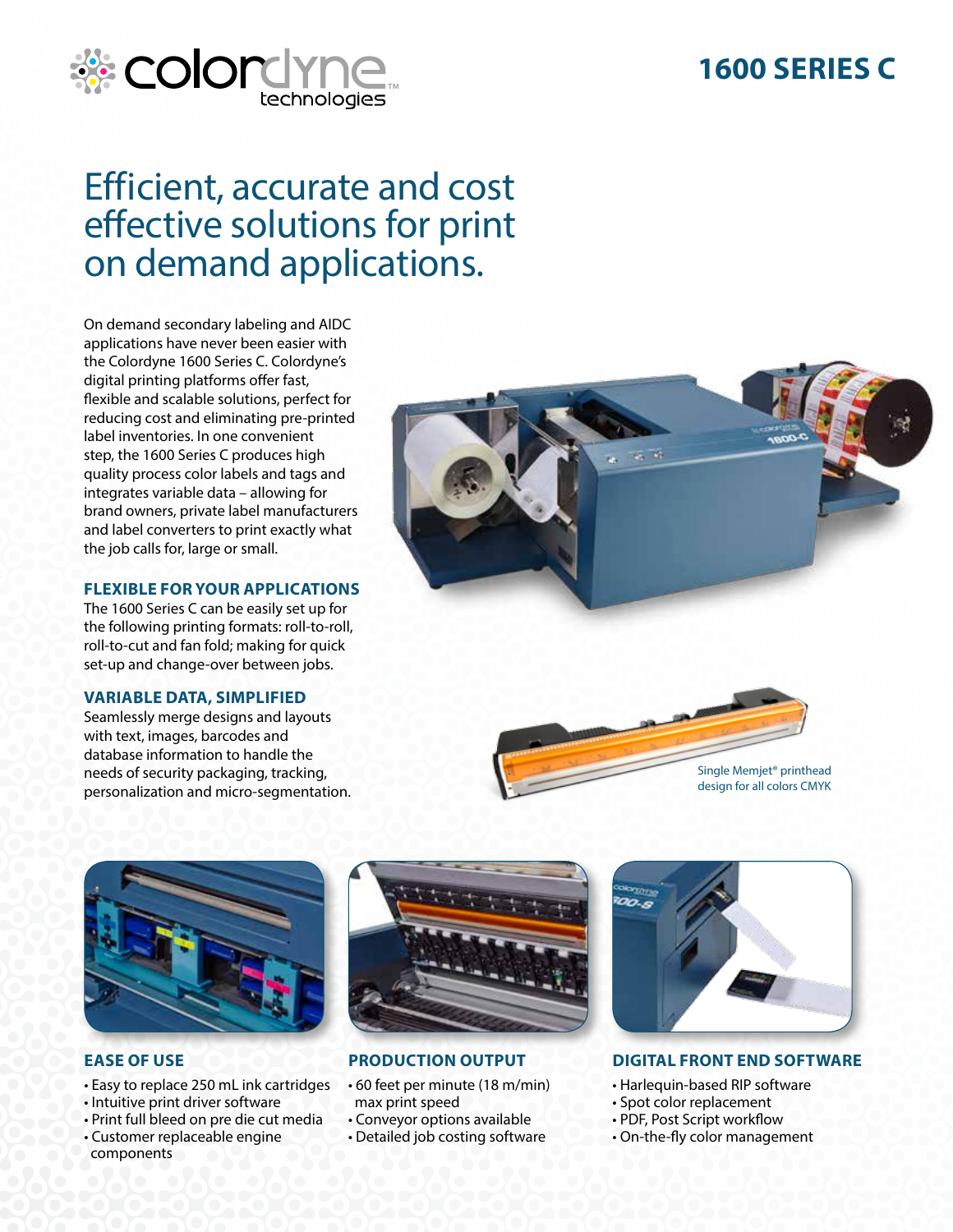# 1600 SERIES C

## Efficient, accurate and cost effective solutions for print on demand applications.

On demand secondary labeling and AIDC applications have never been easier with the Colordyne 1600 Series C. Colordyne's digital printing platforms offer fast, flexible and scalable solutions, perfect for reducing cost and eliminating pre-printed label inventories. In one convenient step, the 1600 Series C produces high quality process color labels and tags and integrates variable data – allowing for brand owners, private label manufacturers and label converters to print exactly what the job calls for, large or small.

### FLEXIBLE FOR YOUR APPLICATIONS

The 1600 Series C can be easily set up for the following printing formats: roll-to-roll, roll-to-cut and fan fold; making for quick set-up and change-over between jobs.

### VARIABLE DATA, SIMPLIFIED

Seamlessly merge designs and layouts with text, images, barcodes and database information to handle the needs of security packaging, tracking, personalization and micro-segmentation.

Single Memjet® printhead design for all colors CMYK

### EASE OF USE

- Easy to replace 250 mL ink cartridges
- Intuitive print driver software
- Print full bleed on pre die cut media
- Customer replaceable engine components

### PRODUCTION OUTPUT

- 60 feet per minute (18 m/min) max print speed
- Conveyor options available
- Detailed job costing software

### DIGITAL FRONT END SOFTWARE

- Harlequin-based RIP software
- Spot color replacement
- PDF, Post Script workflow
- On-the-fly color management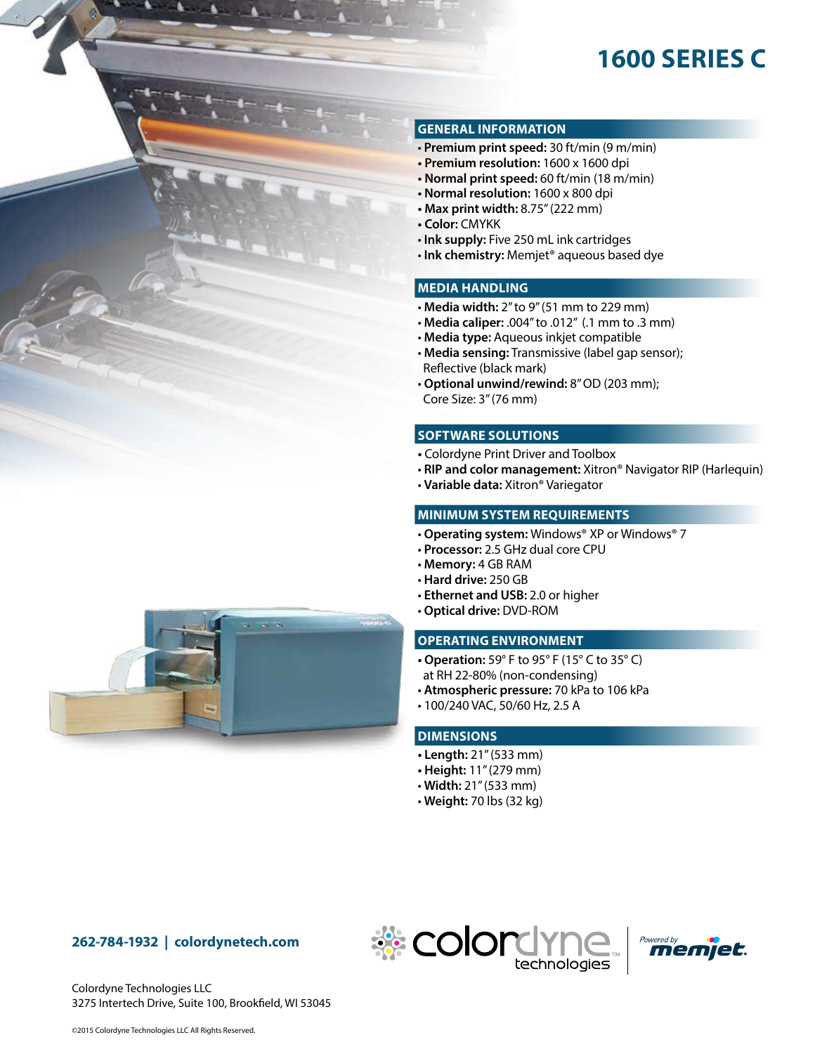# 1600 SERIES C

## GENERAL INFORMATION

- **Premium print speed:** 30 ft/min (9 m/min)
- **Premium resolution:** 1600 x 1600 dpi
- **Normal print speed:** 60 ft/min (18 m/min)
- **Normal resolution:** 1600 x 800 dpi
- **Max print width:** 8.75" (222 mm)
- **Color:** CMYKK
- **Ink supply:** Five 250 mL ink cartridges
- **Ink chemistry:** Memjet® aqueous based dye

## MEDIA HANDLING

- **Media width:** 2" to 9" (51 mm to 229 mm)
- **Media caliper:** .004" to .012" (.1 mm to .3 mm)
- **Media type:** Aqueous inkjet compatible
- **Media sensing:** Transmissive (label gap sensor); Reflective (black mark)
- **Optional unwind/rewind:** 8" OD (203 mm); Core Size: 3" (76 mm)

## SOFTWARE SOLUTIONS

- Colordyne Print Driver and Toolbox
- **RIP and color management:** Xitron® Navigator RIP (Harlequin)
- **Variable data:** Xitron® Variegator

## MINIMUM SYSTEM REQUIREMENTS

- **Operating system:** Windows® XP or Windows® 7
- **Processor:** 2.5 GHz dual core CPU
- **Memory:** 4 GB RAM
- **Hard drive:** 250 GB
- **Ethernet and USB:** 2.0 or higher
- **Optical drive:** DVD-ROM

## OPERATING ENVIRONMENT

- **Operation:** 59° F to 95° F (15° C to 35° C) at RH 22-80% (non-condensing)
- **Atmospheric pressure:** 70 kPa to 106 kPa
- 100/240 VAC, 50/60 Hz, 2.5 A

## DIMENSIONS

- **Length:** 21" (533 mm)
- **Height:** 11" (279 mm)
- **Width:** 21" (533 mm)
- **Weight:** 70 lbs (32 kg)

**262-784-1932 | colordynetech.com**

colordyne technologies™ | Powered by memjet.

Colordyne Technologies LLC
3275 Intertech Drive, Suite 100, Brookfield, WI 53045

©2015 Colordyne Technologies LLC All Rights Reserved.